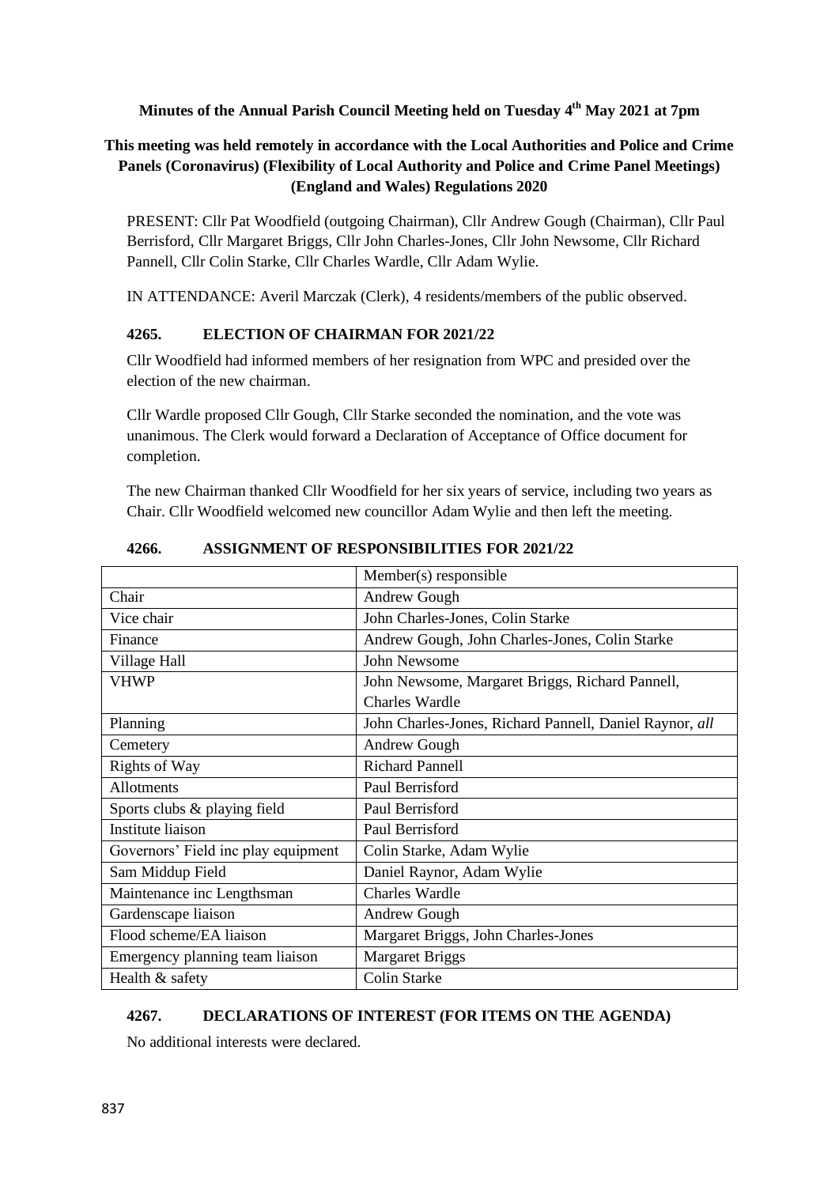**Minutes of the Annual Parish Council Meeting held on Tuesday 4th May 2021 at 7pm**

**This meeting was held remotely in accordance with the Local Authorities and Police and Crime Panels (Coronavirus) (Flexibility of Local Authority and Police and Crime Panel Meetings) (England and Wales) Regulations 2020**

PRESENT: Cllr Pat Woodfield (outgoing Chairman), Cllr Andrew Gough (Chairman), Cllr Paul Berrisford, Cllr Margaret Briggs, Cllr John Charles-Jones, Cllr John Newsome, Cllr Richard Pannell, Cllr Colin Starke, Cllr Charles Wardle, Cllr Adam Wylie.

IN ATTENDANCE: Averil Marczak (Clerk), 4 residents/members of the public observed.

## 4265. ELECTION OF CHAIRMAN FOR 2021/22

Cllr Woodfield had informed members of her resignation from WPC and presided over the election of the new chairman.

Cllr Wardle proposed Cllr Gough, Cllr Starke seconded the nomination, and the vote was unanimous. The Clerk would forward a Declaration of Acceptance of Office document for completion.

The new Chairman thanked Cllr Woodfield for her six years of service, including two years as Chair. Cllr Woodfield welcomed new councillor Adam Wylie and then left the meeting.

## 4266. ASSIGNMENT OF RESPONSIBILITIES FOR 2021/22

| | Member(s) responsible |
|---|---|
| Chair | Andrew Gough |
| Vice chair | John Charles-Jones, Colin Starke |
| Finance | Andrew Gough, John Charles-Jones, Colin Starke |
| Village Hall | John Newsome |
| VHWP | John Newsome, Margaret Briggs, Richard Pannell, Charles Wardle |
| Planning | John Charles-Jones, Richard Pannell, Daniel Raynor, *all* |
| Cemetery | Andrew Gough |
| Rights of Way | Richard Pannell |
| Allotments | Paul Berrisford |
| Sports clubs & playing field | Paul Berrisford |
| Institute liaison | Paul Berrisford |
| Governors' Field inc play equipment | Colin Starke, Adam Wylie |
| Sam Middup Field | Daniel Raynor, Adam Wylie |
| Maintenance inc Lengthsman | Charles Wardle |
| Gardenscape liaison | Andrew Gough |
| Flood scheme/EA liaison | Margaret Briggs, John Charles-Jones |
| Emergency planning team liaison | Margaret Briggs |
| Health & safety | Colin Starke |

## 4267. DECLARATIONS OF INTEREST (FOR ITEMS ON THE AGENDA)

No additional interests were declared.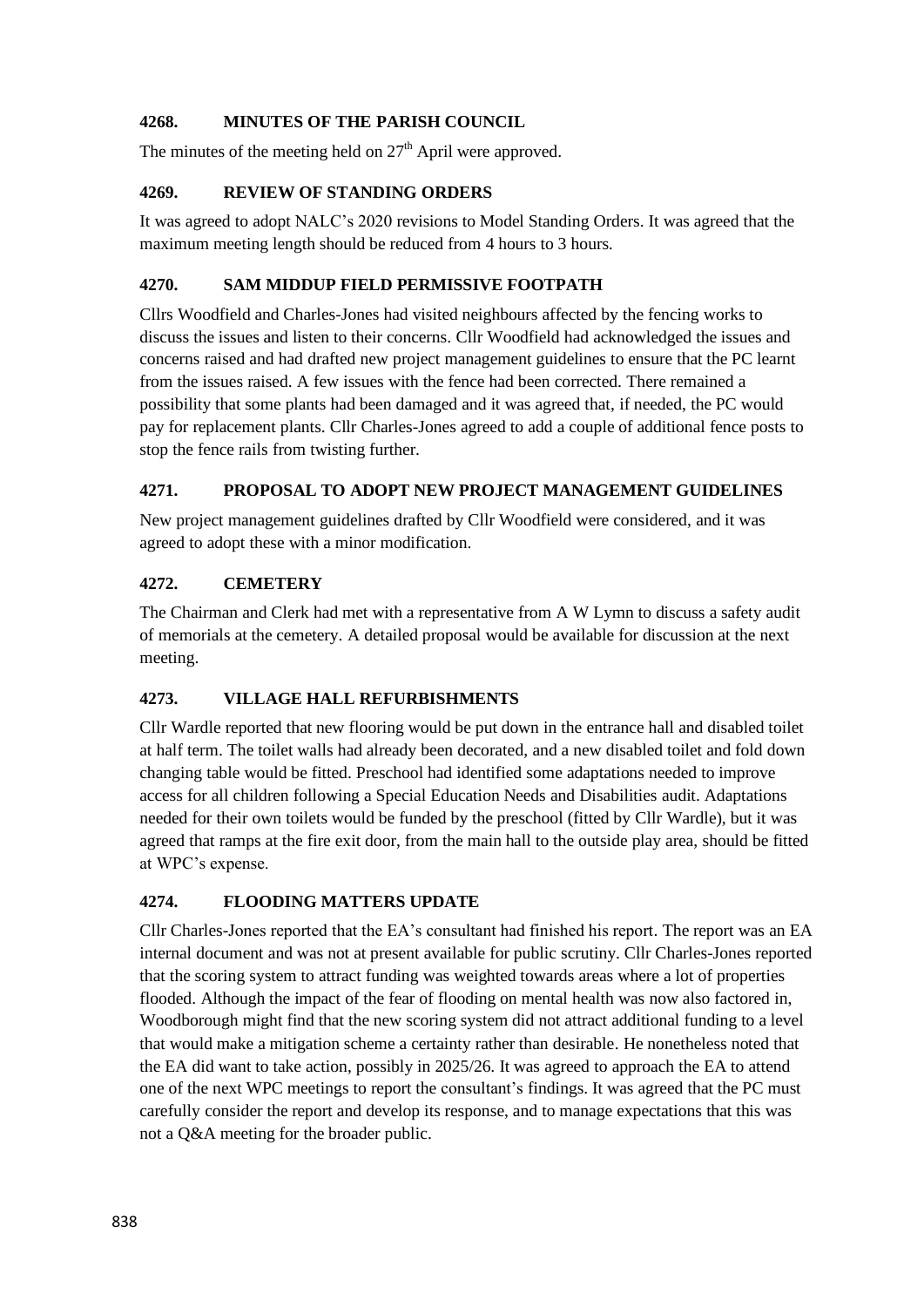### 4268. MINUTES OF THE PARISH COUNCIL

The minutes of the meeting held on 27th April were approved.

### 4269. REVIEW OF STANDING ORDERS

It was agreed to adopt NALC's 2020 revisions to Model Standing Orders. It was agreed that the maximum meeting length should be reduced from 4 hours to 3 hours.

### 4270. SAM MIDDUP FIELD PERMISSIVE FOOTPATH

Cllrs Woodfield and Charles-Jones had visited neighbours affected by the fencing works to discuss the issues and listen to their concerns. Cllr Woodfield had acknowledged the issues and concerns raised and had drafted new project management guidelines to ensure that the PC learnt from the issues raised. A few issues with the fence had been corrected. There remained a possibility that some plants had been damaged and it was agreed that, if needed, the PC would pay for replacement plants. Cllr Charles-Jones agreed to add a couple of additional fence posts to stop the fence rails from twisting further.

### 4271. PROPOSAL TO ADOPT NEW PROJECT MANAGEMENT GUIDELINES

New project management guidelines drafted by Cllr Woodfield were considered, and it was agreed to adopt these with a minor modification.

### 4272. CEMETERY

The Chairman and Clerk had met with a representative from A W Lymn to discuss a safety audit of memorials at the cemetery. A detailed proposal would be available for discussion at the next meeting.

### 4273. VILLAGE HALL REFURBISHMENTS

Cllr Wardle reported that new flooring would be put down in the entrance hall and disabled toilet at half term. The toilet walls had already been decorated, and a new disabled toilet and fold down changing table would be fitted. Preschool had identified some adaptations needed to improve access for all children following a Special Education Needs and Disabilities audit. Adaptations needed for their own toilets would be funded by the preschool (fitted by Cllr Wardle), but it was agreed that ramps at the fire exit door, from the main hall to the outside play area, should be fitted at WPC's expense.

### 4274. FLOODING MATTERS UPDATE

Cllr Charles-Jones reported that the EA's consultant had finished his report. The report was an EA internal document and was not at present available for public scrutiny. Cllr Charles-Jones reported that the scoring system to attract funding was weighted towards areas where a lot of properties flooded. Although the impact of the fear of flooding on mental health was now also factored in, Woodborough might find that the new scoring system did not attract additional funding to a level that would make a mitigation scheme a certainty rather than desirable. He nonetheless noted that the EA did want to take action, possibly in 2025/26. It was agreed to approach the EA to attend one of the next WPC meetings to report the consultant's findings. It was agreed that the PC must carefully consider the report and develop its response, and to manage expectations that this was not a Q&A meeting for the broader public.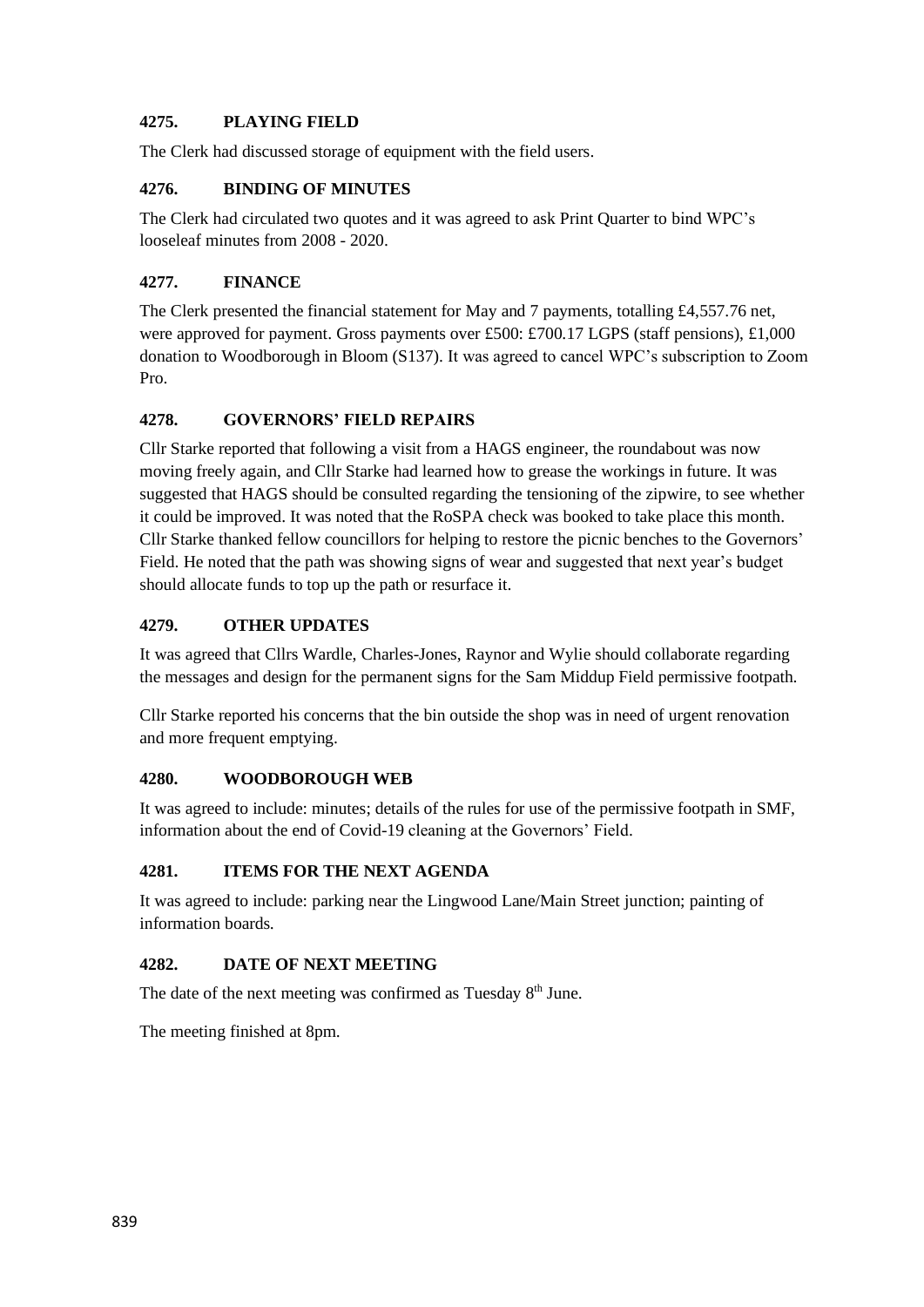### 4275. PLAYING FIELD

The Clerk had discussed storage of equipment with the field users.

### 4276. BINDING OF MINUTES

The Clerk had circulated two quotes and it was agreed to ask Print Quarter to bind WPC's looseleaf minutes from 2008 - 2020.

### 4277. FINANCE

The Clerk presented the financial statement for May and 7 payments, totalling £4,557.76 net, were approved for payment. Gross payments over £500: £700.17 LGPS (staff pensions), £1,000 donation to Woodborough in Bloom (S137). It was agreed to cancel WPC's subscription to Zoom Pro.

### 4278. GOVERNORS' FIELD REPAIRS

Cllr Starke reported that following a visit from a HAGS engineer, the roundabout was now moving freely again, and Cllr Starke had learned how to grease the workings in future. It was suggested that HAGS should be consulted regarding the tensioning of the zipwire, to see whether it could be improved. It was noted that the RoSPA check was booked to take place this month. Cllr Starke thanked fellow councillors for helping to restore the picnic benches to the Governors' Field. He noted that the path was showing signs of wear and suggested that next year's budget should allocate funds to top up the path or resurface it.

### 4279. OTHER UPDATES

It was agreed that Cllrs Wardle, Charles-Jones, Raynor and Wylie should collaborate regarding the messages and design for the permanent signs for the Sam Middup Field permissive footpath.

Cllr Starke reported his concerns that the bin outside the shop was in need of urgent renovation and more frequent emptying.

### 4280. WOODBOROUGH WEB

It was agreed to include: minutes; details of the rules for use of the permissive footpath in SMF, information about the end of Covid-19 cleaning at the Governors' Field.

### 4281. ITEMS FOR THE NEXT AGENDA

It was agreed to include: parking near the Lingwood Lane/Main Street junction; painting of information boards.

### 4282. DATE OF NEXT MEETING

The date of the next meeting was confirmed as Tuesday 8th June.

The meeting finished at 8pm.